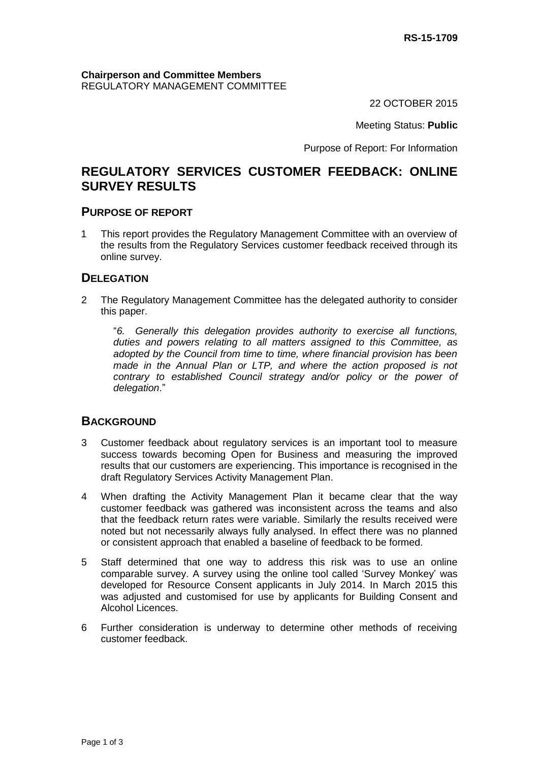RS-15-1709

**Chairperson and Committee Members**
REGULATORY MANAGEMENT COMMITTEE

22 OCTOBER 2015

Meeting Status: **Public**

Purpose of Report: For Information

# REGULATORY SERVICES CUSTOMER FEEDBACK: ONLINE SURVEY RESULTS

## PURPOSE OF REPORT

1 This report provides the Regulatory Management Committee with an overview of the results from the Regulatory Services customer feedback received through its online survey.

## DELEGATION

2 The Regulatory Management Committee has the delegated authority to consider this paper.

> "*6. Generally this delegation provides authority to exercise all functions, duties and powers relating to all matters assigned to this Committee, as adopted by the Council from time to time, where financial provision has been made in the Annual Plan or LTP, and where the action proposed is not contrary to established Council strategy and/or policy or the power of delegation*."

## BACKGROUND

3 Customer feedback about regulatory services is an important tool to measure success towards becoming Open for Business and measuring the improved results that our customers are experiencing. This importance is recognised in the draft Regulatory Services Activity Management Plan.

4 When drafting the Activity Management Plan it became clear that the way customer feedback was gathered was inconsistent across the teams and also that the feedback return rates were variable. Similarly the results received were noted but not necessarily always fully analysed. In effect there was no planned or consistent approach that enabled a baseline of feedback to be formed.

5 Staff determined that one way to address this risk was to use an online comparable survey. A survey using the online tool called 'Survey Monkey' was developed for Resource Consent applicants in July 2014. In March 2015 this was adjusted and customised for use by applicants for Building Consent and Alcohol Licences.

6 Further consideration is underway to determine other methods of receiving customer feedback.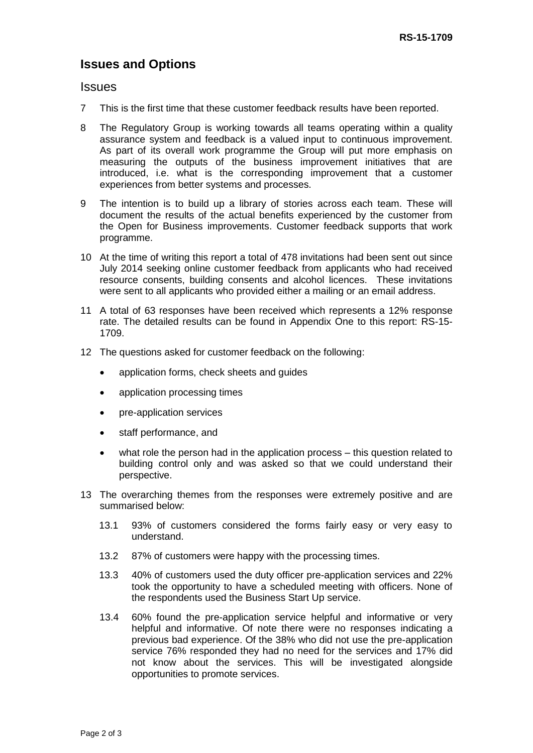## Issues and Options

### Issues

7 This is the first time that these customer feedback results have been reported.

8 The Regulatory Group is working towards all teams operating within a quality assurance system and feedback is a valued input to continuous improvement. As part of its overall work programme the Group will put more emphasis on measuring the outputs of the business improvement initiatives that are introduced, i.e. what is the corresponding improvement that a customer experiences from better systems and processes.

9 The intention is to build up a library of stories across each team. These will document the results of the actual benefits experienced by the customer from the Open for Business improvements. Customer feedback supports that work programme.

10 At the time of writing this report a total of 478 invitations had been sent out since July 2014 seeking online customer feedback from applicants who had received resource consents, building consents and alcohol licences. These invitations were sent to all applicants who provided either a mailing or an email address.

11 A total of 63 responses have been received which represents a 12% response rate. The detailed results can be found in Appendix One to this report: RS-15-1709.

12 The questions asked for customer feedback on the following:

- application forms, check sheets and guides
- application processing times
- pre-application services
- staff performance, and
- what role the person had in the application process – this question related to building control only and was asked so that we could understand their perspective.

13 The overarching themes from the responses were extremely positive and are summarised below:

13.1 93% of customers considered the forms fairly easy or very easy to understand.

13.2 87% of customers were happy with the processing times.

13.3 40% of customers used the duty officer pre-application services and 22% took the opportunity to have a scheduled meeting with officers. None of the respondents used the Business Start Up service.

13.4 60% found the pre-application service helpful and informative or very helpful and informative. Of note there were no responses indicating a previous bad experience. Of the 38% who did not use the pre-application service 76% responded they had no need for the services and 17% did not know about the services. This will be investigated alongside opportunities to promote services.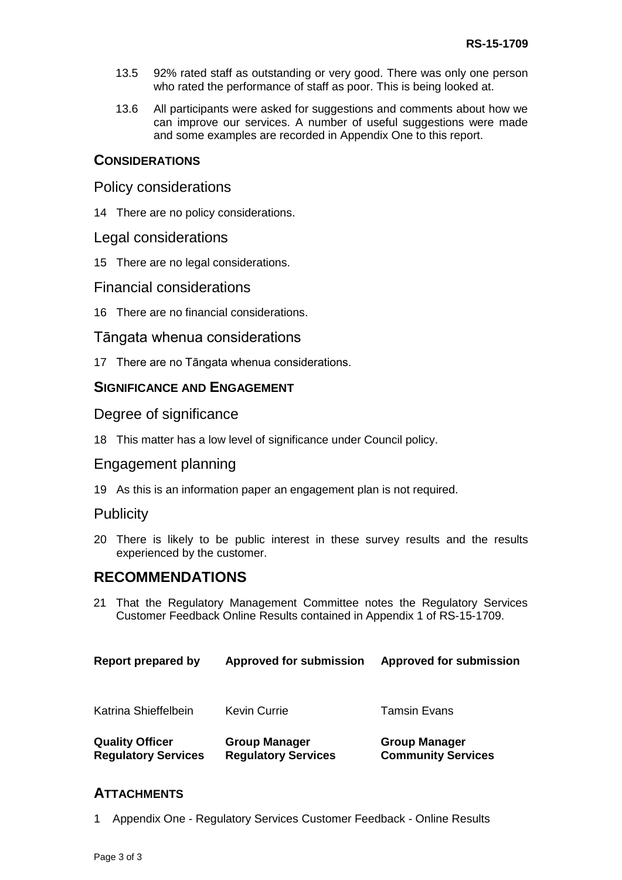13.5 92% rated staff as outstanding or very good. There was only one person who rated the performance of staff as poor. This is being looked at.

13.6 All participants were asked for suggestions and comments about how we can improve our services. A number of useful suggestions were made and some examples are recorded in Appendix One to this report.

## CONSIDERATIONS

### Policy considerations

14 There are no policy considerations.

### Legal considerations

15 There are no legal considerations.

### Financial considerations

16 There are no financial considerations.

### Tāngata whenua considerations

17 There are no Tāngata whenua considerations.

## SIGNIFICANCE AND ENGAGEMENT

### Degree of significance

18 This matter has a low level of significance under Council policy.

### Engagement planning

19 As this is an information paper an engagement plan is not required.

### Publicity

20 There is likely to be public interest in these survey results and the results experienced by the customer.

## RECOMMENDATIONS

21 That the Regulatory Management Committee notes the Regulatory Services Customer Feedback Online Results contained in Appendix 1 of RS-15-1709.

| **Report prepared by** | **Approved for submission** | **Approved for submission** |
|---|---|---|
| Katrina Shieffelbein | Kevin Currie | Tamsin Evans |
| **Quality Officer Regulatory Services** | **Group Manager Regulatory Services** | **Group Manager Community Services** |

## ATTACHMENTS

1 Appendix One - Regulatory Services Customer Feedback - Online Results